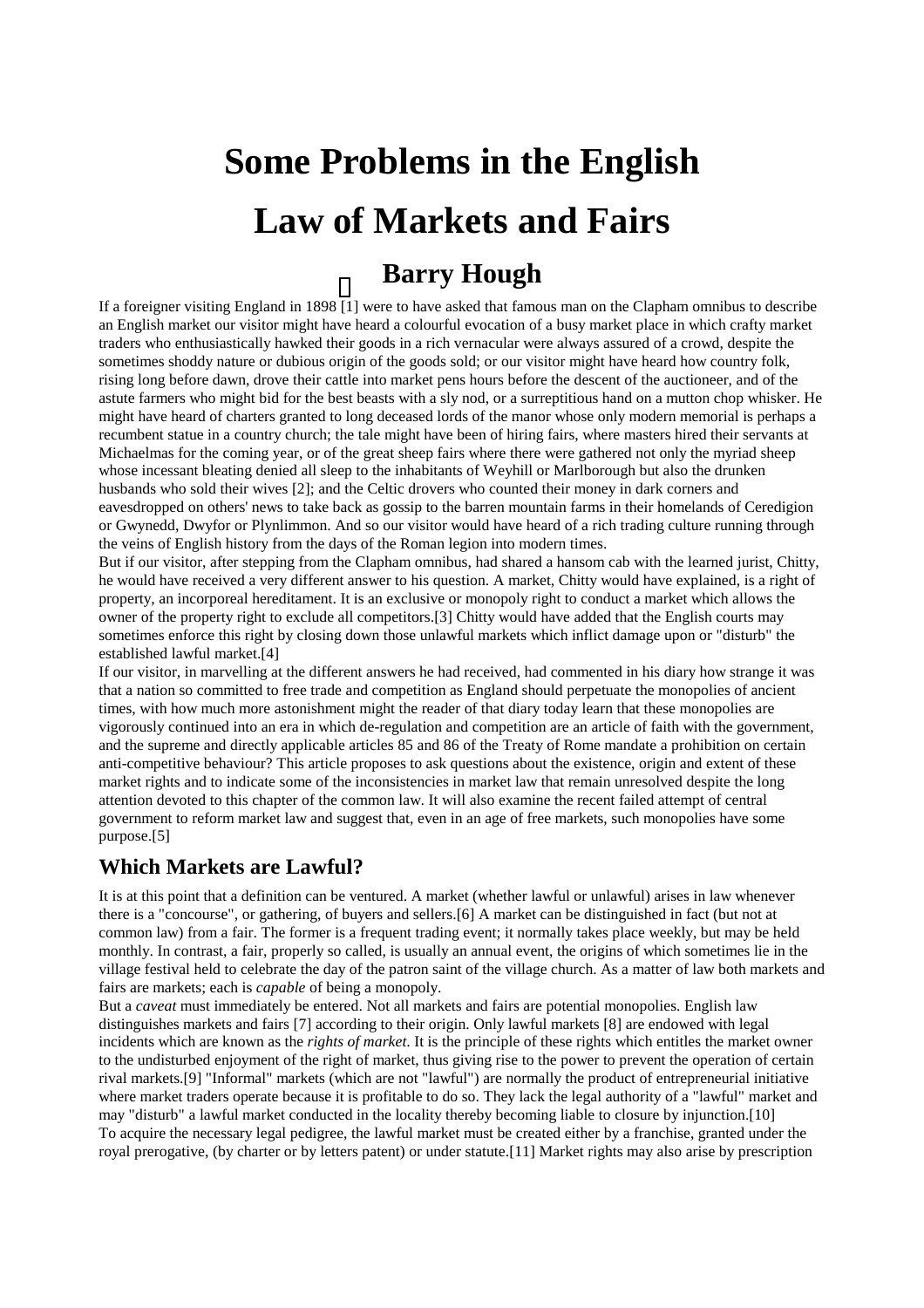# Some Problems in the English Law of Markets and Fairs

## Barry Hough

If a foreigner visiting England in 1898 [1] were to have asked that famous man on the Clapham omnibus to describe an English market our visitor might have heard a colourful evocation of a busy market place in which crafty market traders who enthusiastically hawked their goods in a rich vernacular were always assured of a crowd, despite the sometimes shoddy nature or dubious origin of the goods sold; or our visitor might have heard how country folk, rising long before dawn, drove their cattle into market pens hours before the descent of the auctioneer, and of the astute farmers who might bid for the best beasts with a sly nod, or a surreptitious hand on a mutton chop whisker. He might have heard of charters granted to long deceased lords of the manor whose only modern memorial is perhaps a recumbent statue in a country church; the tale might have been of hiring fairs, where masters hired their servants at Michaelmas for the coming year, or of the great sheep fairs where there were gathered not only the myriad sheep whose incessant bleating denied all sleep to the inhabitants of Weyhill or Marlborough but also the drunken husbands who sold their wives [2]; and the Celtic drovers who counted their money in dark corners and eavesdropped on others' news to take back as gossip to the barren mountain farms in their homelands of Ceredigion or Gwynedd, Dwyfor or Plynlimmon. And so our visitor would have heard of a rich trading culture running through the veins of English history from the days of the Roman legion into modern times.

But if our visitor, after stepping from the Clapham omnibus, had shared a hansom cab with the learned jurist, Chitty, he would have received a very different answer to his question. A market, Chitty would have explained, is a right of property, an incorporeal hereditament. It is an exclusive or monopoly right to conduct a market which allows the owner of the property right to exclude all competitors.[3] Chitty would have added that the English courts may sometimes enforce this right by closing down those unlawful markets which inflict damage upon or "disturb" the established lawful market.[4]

If our visitor, in marvelling at the different answers he had received, had commented in his diary how strange it was that a nation so committed to free trade and competition as England should perpetuate the monopolies of ancient times, with how much more astonishment might the reader of that diary today learn that these monopolies are vigorously continued into an era in which de-regulation and competition are an article of faith with the government, and the supreme and directly applicable articles 85 and 86 of the Treaty of Rome mandate a prohibition on certain anti-competitive behaviour? This article proposes to ask questions about the existence, origin and extent of these market rights and to indicate some of the inconsistencies in market law that remain unresolved despite the long attention devoted to this chapter of the common law. It will also examine the recent failed attempt of central government to reform market law and suggest that, even in an age of free markets, such monopolies have some purpose.[5]

## Which Markets are Lawful?

It is at this point that a definition can be ventured. A market (whether lawful or unlawful) arises in law whenever there is a "concourse", or gathering, of buyers and sellers.[6] A market can be distinguished in fact (but not at common law) from a fair. The former is a frequent trading event; it normally takes place weekly, but may be held monthly. In contrast, a fair, properly so called, is usually an annual event, the origins of which sometimes lie in the village festival held to celebrate the day of the patron saint of the village church. As a matter of law both markets and fairs are markets; each is *capable* of being a monopoly.

But a *caveat* must immediately be entered. Not all markets and fairs are potential monopolies. English law distinguishes markets and fairs [7] according to their origin. Only lawful markets [8] are endowed with legal incidents which are known as the *rights of market*. It is the principle of these rights which entitles the market owner to the undisturbed enjoyment of the right of market, thus giving rise to the power to prevent the operation of certain rival markets.[9] "Informal" markets (which are not "lawful") are normally the product of entrepreneurial initiative where market traders operate because it is profitable to do so. They lack the legal authority of a "lawful" market and may "disturb" a lawful market conducted in the locality thereby becoming liable to closure by injunction.[10]

To acquire the necessary legal pedigree, the lawful market must be created either by a franchise, granted under the royal prerogative, (by charter or by letters patent) or under statute.[11] Market rights may also arise by prescription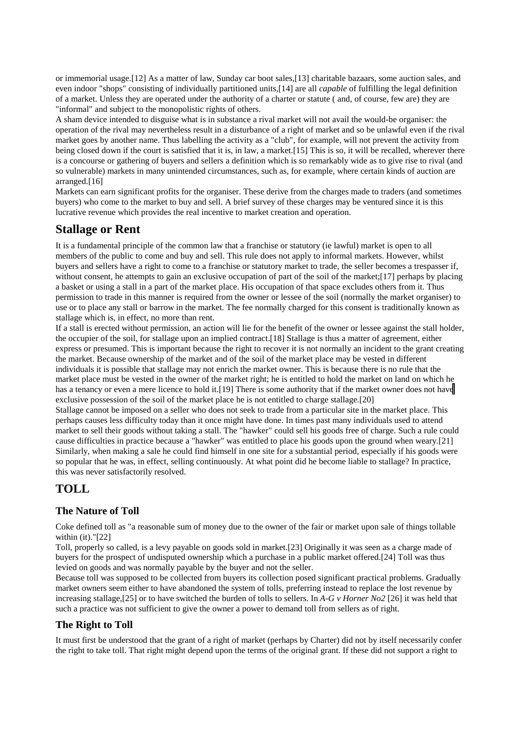or immemorial usage.[12] As a matter of law, Sunday car boot sales,[13] charitable bazaars, some auction sales, and even indoor "shops" consisting of individually partitioned units,[14] are all *capable* of fulfilling the legal definition of a market. Unless they are operated under the authority of a charter or statute ( and, of course, few are) they are "informal" and subject to the monopolistic rights of others.

A sham device intended to disguise what is in substance a rival market will not avail the would-be organiser: the operation of the rival may nevertheless result in a disturbance of a right of market and so be unlawful even if the rival market goes by another name. Thus labelling the activity as a "club", for example, will not prevent the activity from being closed down if the court is satisfied that it is, in law, a market.[15] This is so, it will be recalled, wherever there is a concourse or gathering of buyers and sellers a definition which is so remarkably wide as to give rise to rival (and so vulnerable) markets in many unintended circumstances, such as, for example, where certain kinds of auction are arranged.[16]

Markets can earn significant profits for the organiser. These derive from the charges made to traders (and sometimes buyers) who come to the market to buy and sell. A brief survey of these charges may be ventured since it is this lucrative revenue which provides the real incentive to market creation and operation.

## Stallage or Rent

It is a fundamental principle of the common law that a franchise or statutory (ie lawful) market is open to all members of the public to come and buy and sell. This rule does not apply to informal markets. However, whilst buyers and sellers have a right to come to a franchise or statutory market to trade, the seller becomes a trespasser if, without consent, he attempts to gain an exclusive occupation of part of the soil of the market;[17] perhaps by placing a basket or using a stall in a part of the market place. His occupation of that space excludes others from it. Thus permission to trade in this manner is required from the owner or lessee of the soil (normally the market organiser) to use or to place any stall or barrow in the market. The fee normally charged for this consent is traditionally known as stallage which is, in effect, no more than rent.

If a stall is erected without permission, an action will lie for the benefit of the owner or lessee against the stall holder, the occupier of the soil, for stallage upon an implied contract.[18] Stallage is thus a matter of agreement, either express or presumed. This is important because the right to recover it is not normally an incident to the grant creating the market. Because ownership of the market and of the soil of the market place may be vested in different individuals it is possible that stallage may not enrich the market owner. This is because there is no rule that the market place must be vested in the owner of the market right; he is entitled to hold the market on land on which he has a tenancy or even a mere licence to hold it.[19] There is some authority that if the market owner does not have exclusive possession of the soil of the market place he is not entitled to charge stallage.[20]

Stallage cannot be imposed on a seller who does not seek to trade from a particular site in the market place. This perhaps causes less difficulty today than it once might have done. In times past many individuals used to attend market to sell their goods without taking a stall. The "hawker" could sell his goods free of charge. Such a rule could cause difficulties in practice because a "hawker" was entitled to place his goods upon the ground when weary.[21] Similarly, when making a sale he could find himself in one site for a substantial period, especially if his goods were so popular that he was, in effect, selling continuously. At what point did he become liable to stallage? In practice, this was never satisfactorily resolved.

## TOLL

### The Nature of Toll

Coke defined toll as "a reasonable sum of money due to the owner of the fair or market upon sale of things tollable within (it)."[22]

Toll, properly so called, is a levy payable on goods sold in market.[23] Originally it was seen as a charge made of buyers for the prospect of undisputed ownership which a purchase in a public market offered.[24] Toll was thus levied on goods and was normally payable by the buyer and not the seller.

Because toll was supposed to be collected from buyers its collection posed significant practical problems. Gradually market owners seem either to have abandoned the system of tolls, preferring instead to replace the lost revenue by increasing stallage,[25] or to have switched the burden of tolls to sellers. In *A-G v Horner No2* [26] it was held that such a practice was not sufficient to give the owner a power to demand toll from sellers as of right.

### The Right to Toll

It must first be understood that the grant of a right of market (perhaps by Charter) did not by itself necessarily confer the right to take toll. That right might depend upon the terms of the original grant. If these did not support a right to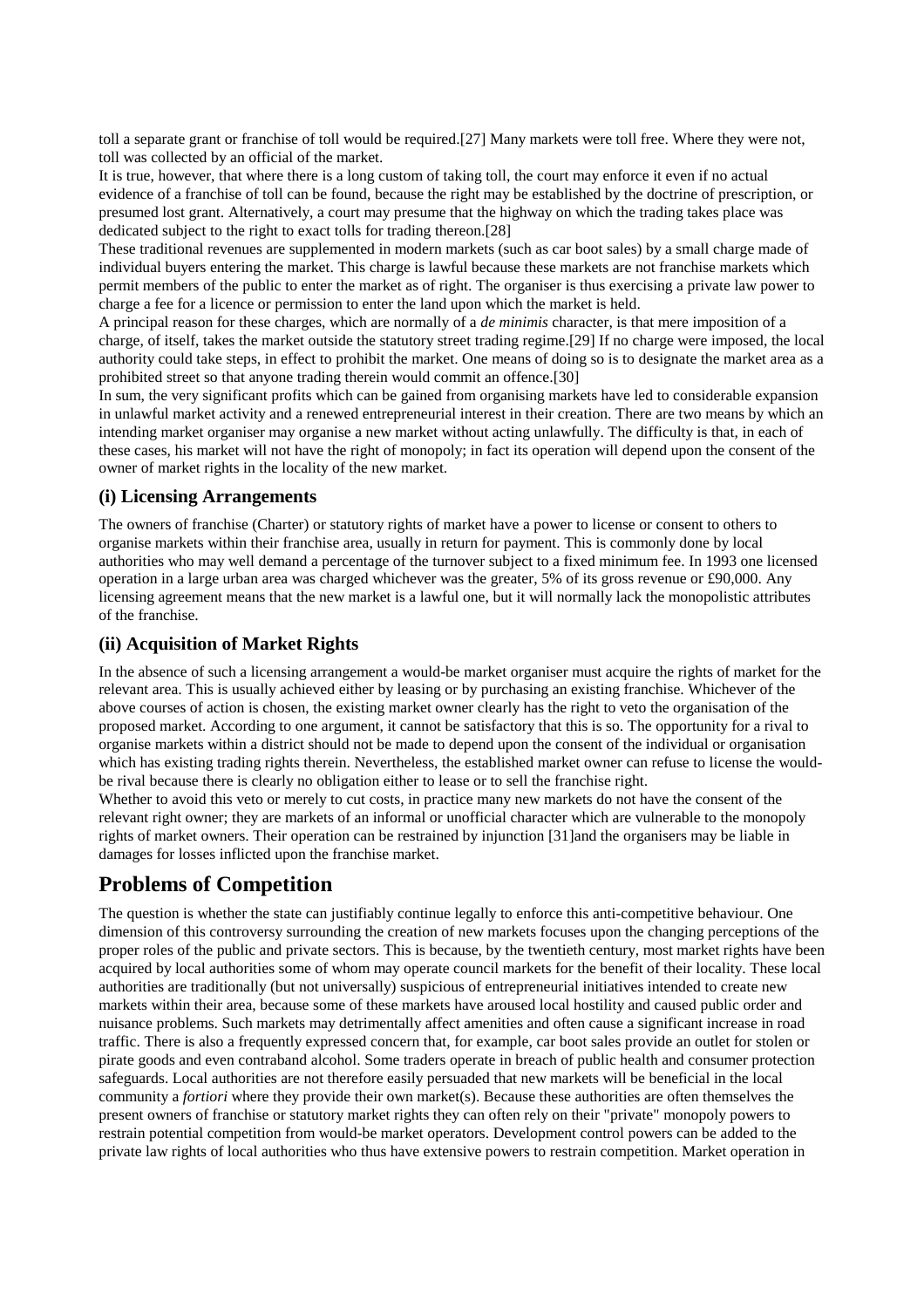toll a separate grant or franchise of toll would be required.[27] Many markets were toll free. Where they were not, toll was collected by an official of the market.

It is true, however, that where there is a long custom of taking toll, the court may enforce it even if no actual evidence of a franchise of toll can be found, because the right may be established by the doctrine of prescription, or presumed lost grant. Alternatively, a court may presume that the highway on which the trading takes place was dedicated subject to the right to exact tolls for trading thereon.[28]

These traditional revenues are supplemented in modern markets (such as car boot sales) by a small charge made of individual buyers entering the market. This charge is lawful because these markets are not franchise markets which permit members of the public to enter the market as of right. The organiser is thus exercising a private law power to charge a fee for a licence or permission to enter the land upon which the market is held.

A principal reason for these charges, which are normally of a *de minimis* character, is that mere imposition of a charge, of itself, takes the market outside the statutory street trading regime.[29] If no charge were imposed, the local authority could take steps, in effect to prohibit the market. One means of doing so is to designate the market area as a prohibited street so that anyone trading therein would commit an offence.[30]

In sum, the very significant profits which can be gained from organising markets have led to considerable expansion in unlawful market activity and a renewed entrepreneurial interest in their creation. There are two means by which an intending market organiser may organise a new market without acting unlawfully. The difficulty is that, in each of these cases, his market will not have the right of monopoly; in fact its operation will depend upon the consent of the owner of market rights in the locality of the new market.

### (i) Licensing Arrangements

The owners of franchise (Charter) or statutory rights of market have a power to license or consent to others to organise markets within their franchise area, usually in return for payment. This is commonly done by local authorities who may well demand a percentage of the turnover subject to a fixed minimum fee. In 1993 one licensed operation in a large urban area was charged whichever was the greater, 5% of its gross revenue or £90,000. Any licensing agreement means that the new market is a lawful one, but it will normally lack the monopolistic attributes of the franchise.

### (ii) Acquisition of Market Rights

In the absence of such a licensing arrangement a would-be market organiser must acquire the rights of market for the relevant area. This is usually achieved either by leasing or by purchasing an existing franchise. Whichever of the above courses of action is chosen, the existing market owner clearly has the right to veto the organisation of the proposed market. According to one argument, it cannot be satisfactory that this is so. The opportunity for a rival to organise markets within a district should not be made to depend upon the consent of the individual or organisation which has existing trading rights therein. Nevertheless, the established market owner can refuse to license the would-be rival because there is clearly no obligation either to lease or to sell the franchise right.

Whether to avoid this veto or merely to cut costs, in practice many new markets do not have the consent of the relevant right owner; they are markets of an informal or unofficial character which are vulnerable to the monopoly rights of market owners. Their operation can be restrained by injunction [31]and the organisers may be liable in damages for losses inflicted upon the franchise market.

## Problems of Competition

The question is whether the state can justifiably continue legally to enforce this anti-competitive behaviour. One dimension of this controversy surrounding the creation of new markets focuses upon the changing perceptions of the proper roles of the public and private sectors. This is because, by the twentieth century, most market rights have been acquired by local authorities some of whom may operate council markets for the benefit of their locality. These local authorities are traditionally (but not universally) suspicious of entrepreneurial initiatives intended to create new markets within their area, because some of these markets have aroused local hostility and caused public order and nuisance problems. Such markets may detrimentally affect amenities and often cause a significant increase in road traffic. There is also a frequently expressed concern that, for example, car boot sales provide an outlet for stolen or pirate goods and even contraband alcohol. Some traders operate in breach of public health and consumer protection safeguards. Local authorities are not therefore easily persuaded that new markets will be beneficial in the local community a *fortiori* where they provide their own market(s). Because these authorities are often themselves the present owners of franchise or statutory market rights they can often rely on their "private" monopoly powers to restrain potential competition from would-be market operators. Development control powers can be added to the private law rights of local authorities who thus have extensive powers to restrain competition. Market operation in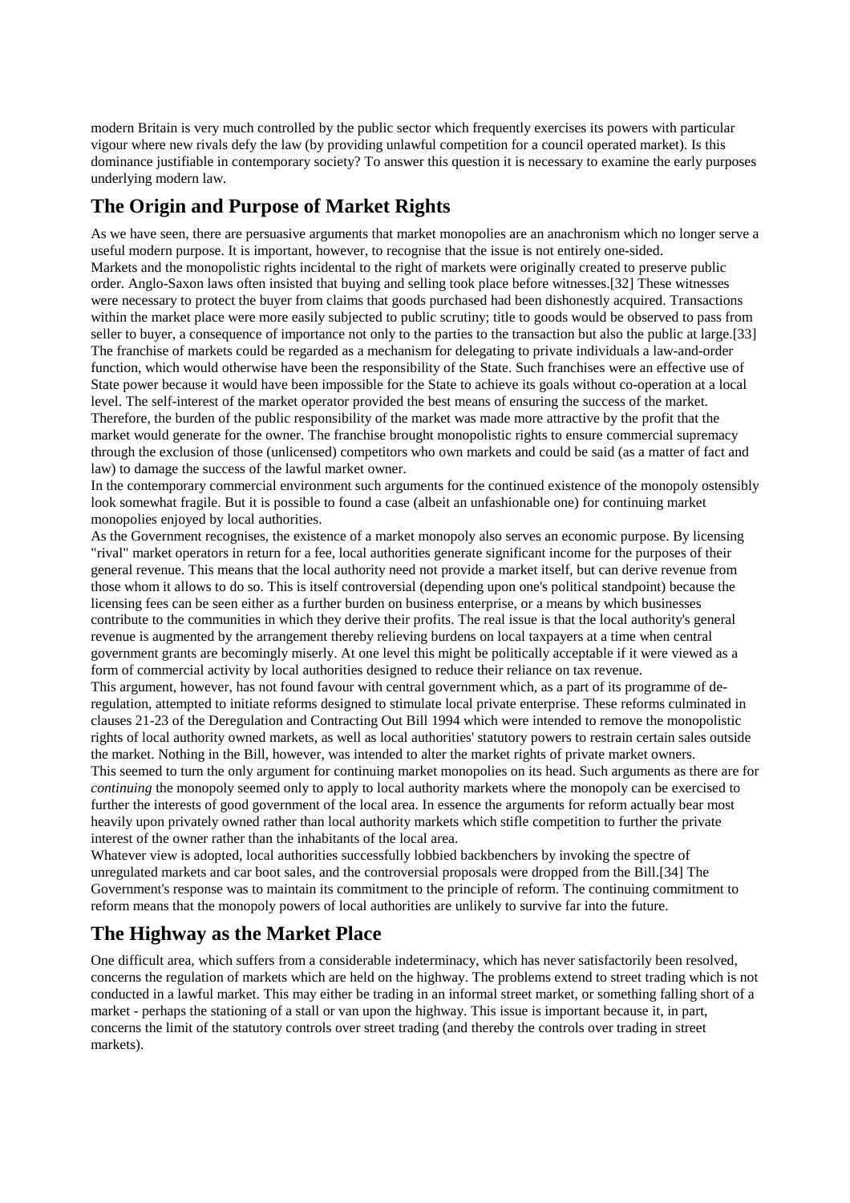modern Britain is very much controlled by the public sector which frequently exercises its powers with particular vigour where new rivals defy the law (by providing unlawful competition for a council operated market). Is this dominance justifiable in contemporary society? To answer this question it is necessary to examine the early purposes underlying modern law.

## The Origin and Purpose of Market Rights

As we have seen, there are persuasive arguments that market monopolies are an anachronism which no longer serve a useful modern purpose. It is important, however, to recognise that the issue is not entirely one-sided.

Markets and the monopolistic rights incidental to the right of markets were originally created to preserve public order. Anglo-Saxon laws often insisted that buying and selling took place before witnesses.[32] These witnesses were necessary to protect the buyer from claims that goods purchased had been dishonestly acquired. Transactions within the market place were more easily subjected to public scrutiny; title to goods would be observed to pass from seller to buyer, a consequence of importance not only to the parties to the transaction but also the public at large.[33] The franchise of markets could be regarded as a mechanism for delegating to private individuals a law-and-order function, which would otherwise have been the responsibility of the State. Such franchises were an effective use of State power because it would have been impossible for the State to achieve its goals without co-operation at a local level. The self-interest of the market operator provided the best means of ensuring the success of the market. Therefore, the burden of the public responsibility of the market was made more attractive by the profit that the market would generate for the owner. The franchise brought monopolistic rights to ensure commercial supremacy through the exclusion of those (unlicensed) competitors who own markets and could be said (as a matter of fact and law) to damage the success of the lawful market owner.

In the contemporary commercial environment such arguments for the continued existence of the monopoly ostensibly look somewhat fragile. But it is possible to found a case (albeit an unfashionable one) for continuing market monopolies enjoyed by local authorities.

As the Government recognises, the existence of a market monopoly also serves an economic purpose. By licensing "rival" market operators in return for a fee, local authorities generate significant income for the purposes of their general revenue. This means that the local authority need not provide a market itself, but can derive revenue from those whom it allows to do so. This is itself controversial (depending upon one's political standpoint) because the licensing fees can be seen either as a further burden on business enterprise, or a means by which businesses contribute to the communities in which they derive their profits. The real issue is that the local authority's general revenue is augmented by the arrangement thereby relieving burdens on local taxpayers at a time when central government grants are becomingly miserly. At one level this might be politically acceptable if it were viewed as a form of commercial activity by local authorities designed to reduce their reliance on tax revenue.

This argument, however, has not found favour with central government which, as a part of its programme of de-regulation, attempted to initiate reforms designed to stimulate local private enterprise. These reforms culminated in clauses 21-23 of the Deregulation and Contracting Out Bill 1994 which were intended to remove the monopolistic rights of local authority owned markets, as well as local authorities' statutory powers to restrain certain sales outside the market. Nothing in the Bill, however, was intended to alter the market rights of private market owners.

This seemed to turn the only argument for continuing market monopolies on its head. Such arguments as there are for *continuing* the monopoly seemed only to apply to local authority markets where the monopoly can be exercised to further the interests of good government of the local area. In essence the arguments for reform actually bear most heavily upon privately owned rather than local authority markets which stifle competition to further the private interest of the owner rather than the inhabitants of the local area.

Whatever view is adopted, local authorities successfully lobbied backbenchers by invoking the spectre of unregulated markets and car boot sales, and the controversial proposals were dropped from the Bill.[34] The Government's response was to maintain its commitment to the principle of reform. The continuing commitment to reform means that the monopoly powers of local authorities are unlikely to survive far into the future.

## The Highway as the Market Place

One difficult area, which suffers from a considerable indeterminacy, which has never satisfactorily been resolved, concerns the regulation of markets which are held on the highway. The problems extend to street trading which is not conducted in a lawful market. This may either be trading in an informal street market, or something falling short of a market - perhaps the stationing of a stall or van upon the highway. This issue is important because it, in part, concerns the limit of the statutory controls over street trading (and thereby the controls over trading in street markets).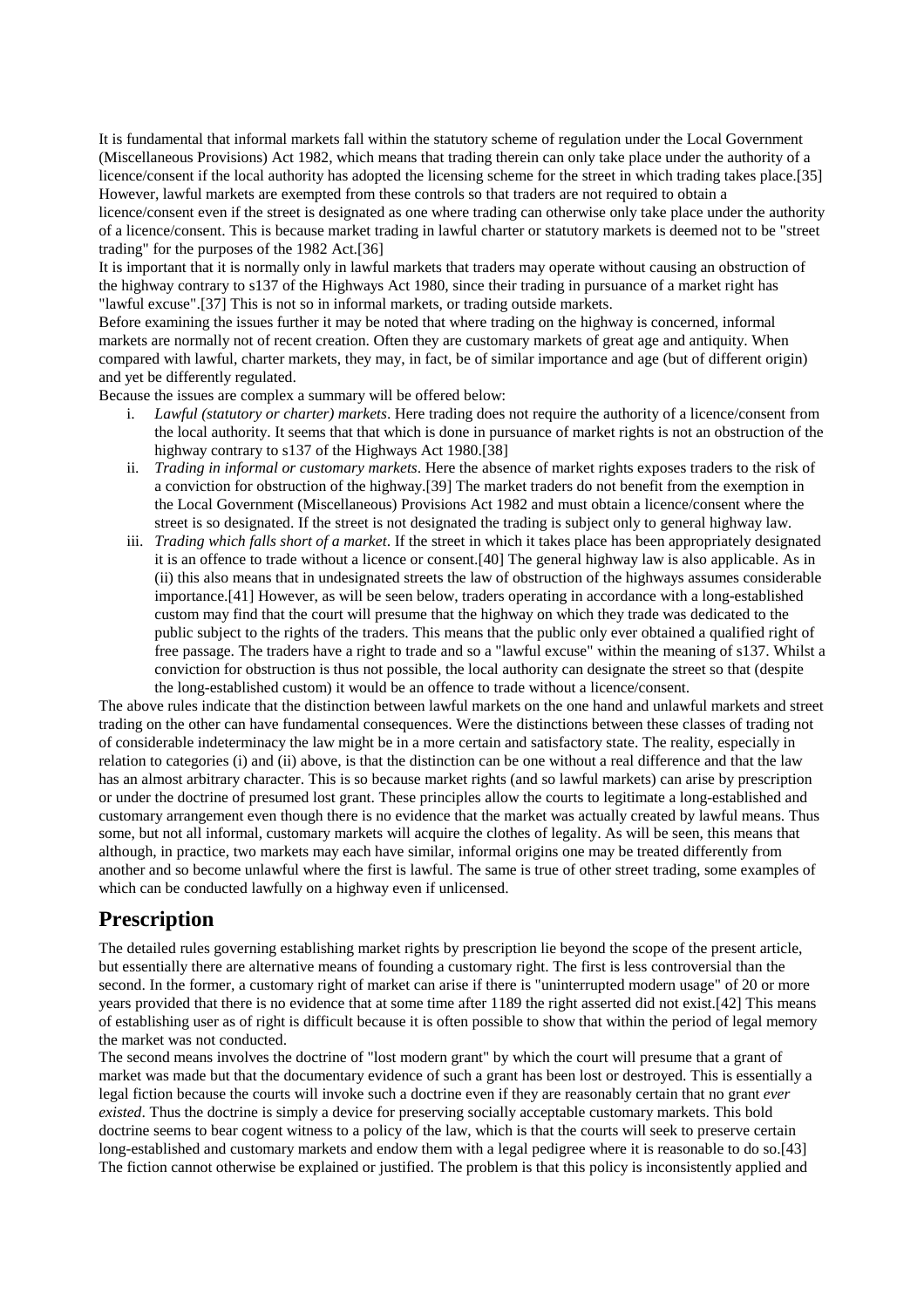It is fundamental that informal markets fall within the statutory scheme of regulation under the Local Government (Miscellaneous Provisions) Act 1982, which means that trading therein can only take place under the authority of a licence/consent if the local authority has adopted the licensing scheme for the street in which trading takes place.[35] However, lawful markets are exempted from these controls so that traders are not required to obtain a licence/consent even if the street is designated as one where trading can otherwise only take place under the authority of a licence/consent. This is because market trading in lawful charter or statutory markets is deemed not to be "street trading" for the purposes of the 1982 Act.[36]

It is important that it is normally only in lawful markets that traders may operate without causing an obstruction of the highway contrary to s137 of the Highways Act 1980, since their trading in pursuance of a market right has "lawful excuse".[37] This is not so in informal markets, or trading outside markets.

Before examining the issues further it may be noted that where trading on the highway is concerned, informal markets are normally not of recent creation. Often they are customary markets of great age and antiquity. When compared with lawful, charter markets, they may, in fact, be of similar importance and age (but of different origin) and yet be differently regulated.

Because the issues are complex a summary will be offered below:

i. *Lawful (statutory or charter) markets*. Here trading does not require the authority of a licence/consent from the local authority. It seems that that which is done in pursuance of market rights is not an obstruction of the highway contrary to s137 of the Highways Act 1980.[38]
ii. *Trading in informal or customary markets*. Here the absence of market rights exposes traders to the risk of a conviction for obstruction of the highway.[39] The market traders do not benefit from the exemption in the Local Government (Miscellaneous) Provisions Act 1982 and must obtain a licence/consent where the street is so designated. If the street is not designated the trading is subject only to general highway law.
iii. *Trading which falls short of a market*. If the street in which it takes place has been appropriately designated it is an offence to trade without a licence or consent.[40] The general highway law is also applicable. As in (ii) this also means that in undesignated streets the law of obstruction of the highways assumes considerable importance.[41] However, as will be seen below, traders operating in accordance with a long-established custom may find that the court will presume that the highway on which they trade was dedicated to the public subject to the rights of the traders. This means that the public only ever obtained a qualified right of free passage. The traders have a right to trade and so a "lawful excuse" within the meaning of s137. Whilst a conviction for obstruction is thus not possible, the local authority can designate the street so that (despite the long-established custom) it would be an offence to trade without a licence/consent.

The above rules indicate that the distinction between lawful markets on the one hand and unlawful markets and street trading on the other can have fundamental consequences. Were the distinctions between these classes of trading not of considerable indeterminacy the law might be in a more certain and satisfactory state. The reality, especially in relation to categories (i) and (ii) above, is that the distinction can be one without a real difference and that the law has an almost arbitrary character. This is so because market rights (and so lawful markets) can arise by prescription or under the doctrine of presumed lost grant. These principles allow the courts to legitimate a long-established and customary arrangement even though there is no evidence that the market was actually created by lawful means. Thus some, but not all informal, customary markets will acquire the clothes of legality. As will be seen, this means that although, in practice, two markets may each have similar, informal origins one may be treated differently from another and so become unlawful where the first is lawful. The same is true of other street trading, some examples of which can be conducted lawfully on a highway even if unlicensed.

## Prescription

The detailed rules governing establishing market rights by prescription lie beyond the scope of the present article, but essentially there are alternative means of founding a customary right. The first is less controversial than the second. In the former, a customary right of market can arise if there is "uninterrupted modern usage" of 20 or more years provided that there is no evidence that at some time after 1189 the right asserted did not exist.[42] This means of establishing user as of right is difficult because it is often possible to show that within the period of legal memory the market was not conducted.

The second means involves the doctrine of "lost modern grant" by which the court will presume that a grant of market was made but that the documentary evidence of such a grant has been lost or destroyed. This is essentially a legal fiction because the courts will invoke such a doctrine even if they are reasonably certain that no grant *ever existed*. Thus the doctrine is simply a device for preserving socially acceptable customary markets. This bold doctrine seems to bear cogent witness to a policy of the law, which is that the courts will seek to preserve certain long-established and customary markets and endow them with a legal pedigree where it is reasonable to do so.[43] The fiction cannot otherwise be explained or justified. The problem is that this policy is inconsistently applied and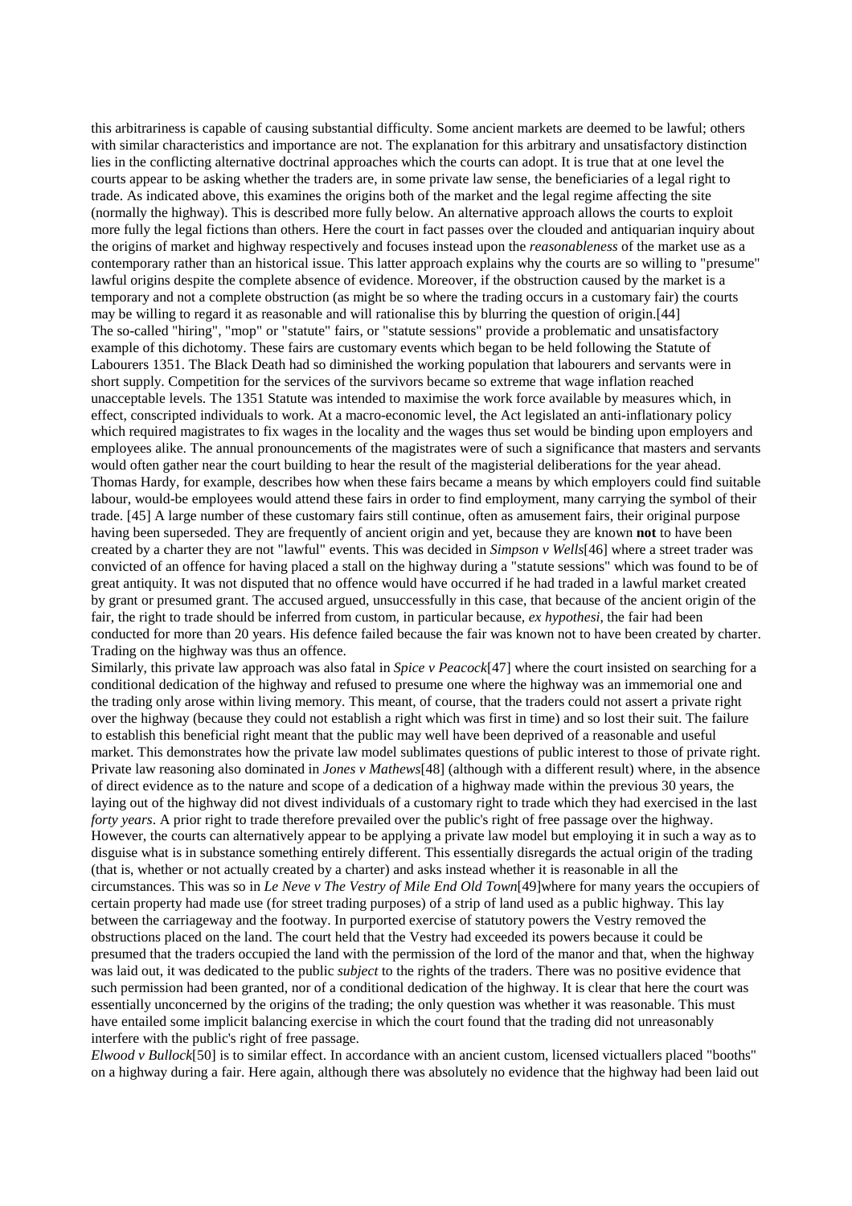this arbitrariness is capable of causing substantial difficulty. Some ancient markets are deemed to be lawful; others with similar characteristics and importance are not. The explanation for this arbitrary and unsatisfactory distinction lies in the conflicting alternative doctrinal approaches which the courts can adopt. It is true that at one level the courts appear to be asking whether the traders are, in some private law sense, the beneficiaries of a legal right to trade. As indicated above, this examines the origins both of the market and the legal regime affecting the site (normally the highway). This is described more fully below. An alternative approach allows the courts to exploit more fully the legal fictions than others. Here the court in fact passes over the clouded and antiquarian inquiry about the origins of market and highway respectively and focuses instead upon the *reasonableness* of the market use as a contemporary rather than an historical issue. This latter approach explains why the courts are so willing to "presume" lawful origins despite the complete absence of evidence. Moreover, if the obstruction caused by the market is a temporary and not a complete obstruction (as might be so where the trading occurs in a customary fair) the courts may be willing to regard it as reasonable and will rationalise this by blurring the question of origin.[44]

The so-called "hiring", "mop" or "statute" fairs, or "statute sessions" provide a problematic and unsatisfactory example of this dichotomy. These fairs are customary events which began to be held following the Statute of Labourers 1351. The Black Death had so diminished the working population that labourers and servants were in short supply. Competition for the services of the survivors became so extreme that wage inflation reached unacceptable levels. The 1351 Statute was intended to maximise the work force available by measures which, in effect, conscripted individuals to work. At a macro-economic level, the Act legislated an anti-inflationary policy which required magistrates to fix wages in the locality and the wages thus set would be binding upon employers and employees alike. The annual pronouncements of the magistrates were of such a significance that masters and servants would often gather near the court building to hear the result of the magisterial deliberations for the year ahead. Thomas Hardy, for example, describes how when these fairs became a means by which employers could find suitable labour, would-be employees would attend these fairs in order to find employment, many carrying the symbol of their trade. [45] A large number of these customary fairs still continue, often as amusement fairs, their original purpose having been superseded. They are frequently of ancient origin and yet, because they are known **not** to have been created by a charter they are not "lawful" events. This was decided in *Simpson v Wells*[46] where a street trader was convicted of an offence for having placed a stall on the highway during a "statute sessions" which was found to be of great antiquity. It was not disputed that no offence would have occurred if he had traded in a lawful market created by grant or presumed grant. The accused argued, unsuccessfully in this case, that because of the ancient origin of the fair, the right to trade should be inferred from custom, in particular because, *ex hypothesi*, the fair had been conducted for more than 20 years. His defence failed because the fair was known not to have been created by charter. Trading on the highway was thus an offence.

Similarly, this private law approach was also fatal in *Spice v Peacock*[47] where the court insisted on searching for a conditional dedication of the highway and refused to presume one where the highway was an immemorial one and the trading only arose within living memory. This meant, of course, that the traders could not assert a private right over the highway (because they could not establish a right which was first in time) and so lost their suit. The failure to establish this beneficial right meant that the public may well have been deprived of a reasonable and useful market. This demonstrates how the private law model sublimates questions of public interest to those of private right. Private law reasoning also dominated in *Jones v Mathews*[48] (although with a different result) where, in the absence of direct evidence as to the nature and scope of a dedication of a highway made within the previous 30 years, the laying out of the highway did not divest individuals of a customary right to trade which they had exercised in the last *forty years*. A prior right to trade therefore prevailed over the public's right of free passage over the highway. However, the courts can alternatively appear to be applying a private law model but employing it in such a way as to disguise what is in substance something entirely different. This essentially disregards the actual origin of the trading (that is, whether or not actually created by a charter) and asks instead whether it is reasonable in all the circumstances. This was so in *Le Neve v The Vestry of Mile End Old Town*[49]where for many years the occupiers of certain property had made use (for street trading purposes) of a strip of land used as a public highway. This lay between the carriageway and the footway. In purported exercise of statutory powers the Vestry removed the obstructions placed on the land. The court held that the Vestry had exceeded its powers because it could be presumed that the traders occupied the land with the permission of the lord of the manor and that, when the highway was laid out, it was dedicated to the public *subject* to the rights of the traders. There was no positive evidence that such permission had been granted, nor of a conditional dedication of the highway. It is clear that here the court was essentially unconcerned by the origins of the trading; the only question was whether it was reasonable. This must have entailed some implicit balancing exercise in which the court found that the trading did not unreasonably interfere with the public's right of free passage.

*Elwood v Bullock*[50] is to similar effect. In accordance with an ancient custom, licensed victuallers placed "booths" on a highway during a fair. Here again, although there was absolutely no evidence that the highway had been laid out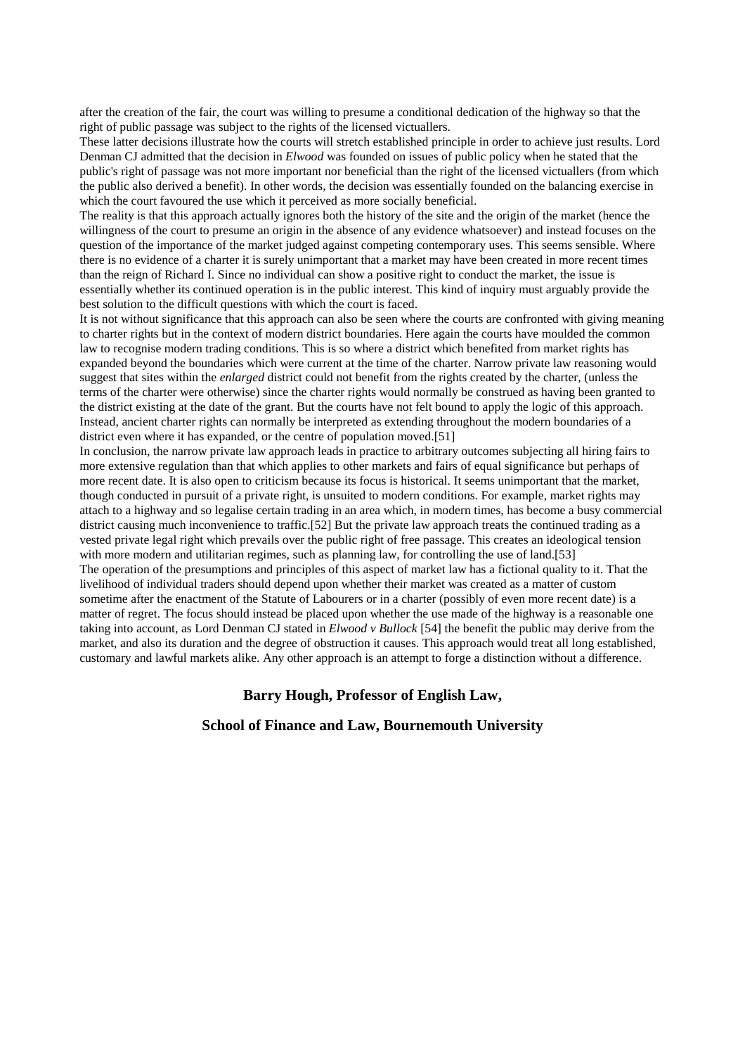after the creation of the fair, the court was willing to presume a conditional dedication of the highway so that the right of public passage was subject to the rights of the licensed victuallers.

These latter decisions illustrate how the courts will stretch established principle in order to achieve just results. Lord Denman CJ admitted that the decision in *Elwood* was founded on issues of public policy when he stated that the public's right of passage was not more important nor beneficial than the right of the licensed victuallers (from which the public also derived a benefit). In other words, the decision was essentially founded on the balancing exercise in which the court favoured the use which it perceived as more socially beneficial.

The reality is that this approach actually ignores both the history of the site and the origin of the market (hence the willingness of the court to presume an origin in the absence of any evidence whatsoever) and instead focuses on the question of the importance of the market judged against competing contemporary uses. This seems sensible. Where there is no evidence of a charter it is surely unimportant that a market may have been created in more recent times than the reign of Richard I. Since no individual can show a positive right to conduct the market, the issue is essentially whether its continued operation is in the public interest. This kind of inquiry must arguably provide the best solution to the difficult questions with which the court is faced.

It is not without significance that this approach can also be seen where the courts are confronted with giving meaning to charter rights but in the context of modern district boundaries. Here again the courts have moulded the common law to recognise modern trading conditions. This is so where a district which benefited from market rights has expanded beyond the boundaries which were current at the time of the charter. Narrow private law reasoning would suggest that sites within the *enlarged* district could not benefit from the rights created by the charter, (unless the terms of the charter were otherwise) since the charter rights would normally be construed as having been granted to the district existing at the date of the grant. But the courts have not felt bound to apply the logic of this approach. Instead, ancient charter rights can normally be interpreted as extending throughout the modern boundaries of a district even where it has expanded, or the centre of population moved.[51]

In conclusion, the narrow private law approach leads in practice to arbitrary outcomes subjecting all hiring fairs to more extensive regulation than that which applies to other markets and fairs of equal significance but perhaps of more recent date. It is also open to criticism because its focus is historical. It seems unimportant that the market, though conducted in pursuit of a private right, is unsuited to modern conditions. For example, market rights may attach to a highway and so legalise certain trading in an area which, in modern times, has become a busy commercial district causing much inconvenience to traffic.[52] But the private law approach treats the continued trading as a vested private legal right which prevails over the public right of free passage. This creates an ideological tension with more modern and utilitarian regimes, such as planning law, for controlling the use of land.[53]

The operation of the presumptions and principles of this aspect of market law has a fictional quality to it. That the livelihood of individual traders should depend upon whether their market was created as a matter of custom sometime after the enactment of the Statute of Labourers or in a charter (possibly of even more recent date) is a matter of regret. The focus should instead be placed upon whether the use made of the highway is a reasonable one taking into account, as Lord Denman CJ stated in *Elwood v Bullock* [54] the benefit the public may derive from the market, and also its duration and the degree of obstruction it causes. This approach would treat all long established, customary and lawful markets alike. Any other approach is an attempt to forge a distinction without a difference.

**Barry Hough, Professor of English Law,**

**School of Finance and Law, Bournemouth University**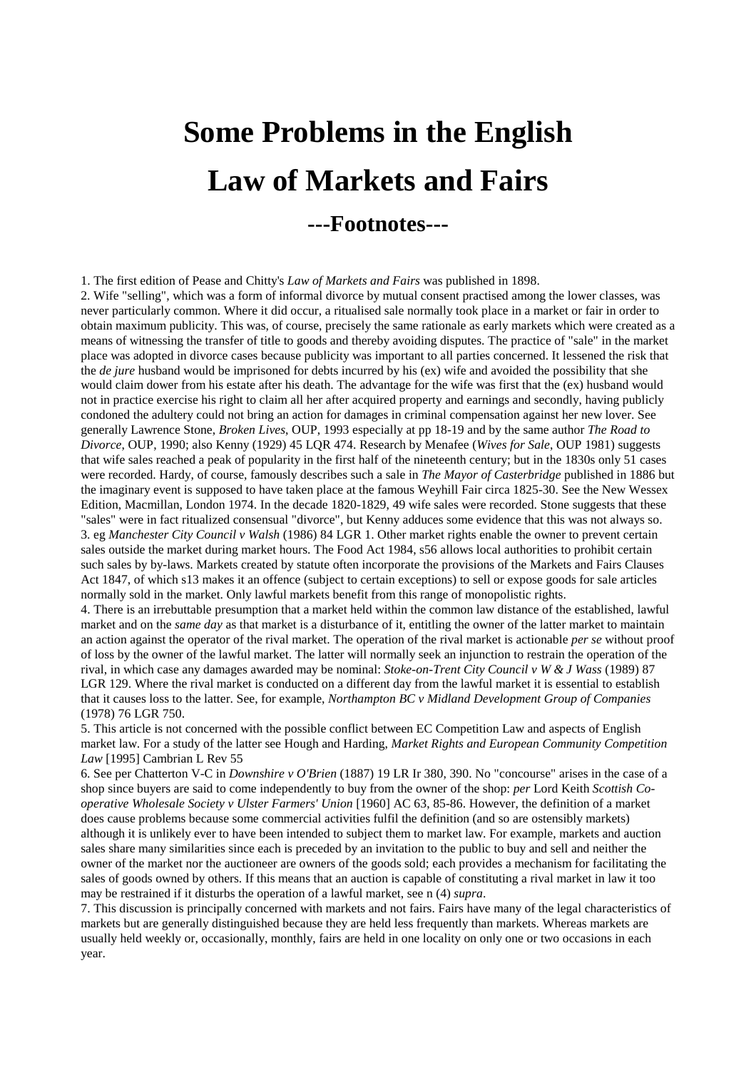# Some Problems in the English Law of Markets and Fairs

## ---Footnotes---

1. The first edition of Pease and Chitty's *Law of Markets and Fairs* was published in 1898.

2. Wife "selling", which was a form of informal divorce by mutual consent practised among the lower classes, was never particularly common. Where it did occur, a ritualised sale normally took place in a market or fair in order to obtain maximum publicity. This was, of course, precisely the same rationale as early markets which were created as a means of witnessing the transfer of title to goods and thereby avoiding disputes. The practice of "sale" in the market place was adopted in divorce cases because publicity was important to all parties concerned. It lessened the risk that the *de jure* husband would be imprisoned for debts incurred by his (ex) wife and avoided the possibility that she would claim dower from his estate after his death. The advantage for the wife was first that the (ex) husband would not in practice exercise his right to claim all her after acquired property and earnings and secondly, having publicly condoned the adultery could not bring an action for damages in criminal compensation against her new lover. See generally Lawrence Stone, *Broken Lives*, OUP, 1993 especially at pp 18-19 and by the same author *The Road to Divorce*, OUP, 1990; also Kenny (1929) 45 LQR 474. Research by Menafee (*Wives for Sale*, OUP 1981) suggests that wife sales reached a peak of popularity in the first half of the nineteenth century; but in the 1830s only 51 cases were recorded. Hardy, of course, famously describes such a sale in *The Mayor of Casterbridge* published in 1886 but the imaginary event is supposed to have taken place at the famous Weyhill Fair circa 1825-30. See the New Wessex Edition, Macmillan, London 1974. In the decade 1820-1829, 49 wife sales were recorded. Stone suggests that these "sales" were in fact ritualized consensual "divorce", but Kenny adduces some evidence that this was not always so.

3. eg *Manchester City Council v Walsh* (1986) 84 LGR 1. Other market rights enable the owner to prevent certain sales outside the market during market hours. The Food Act 1984, s56 allows local authorities to prohibit certain such sales by by-laws. Markets created by statute often incorporate the provisions of the Markets and Fairs Clauses Act 1847, of which s13 makes it an offence (subject to certain exceptions) to sell or expose goods for sale articles normally sold in the market. Only lawful markets benefit from this range of monopolistic rights.

4. There is an irrebuttable presumption that a market held within the common law distance of the established, lawful market and on the *same day* as that market is a disturbance of it, entitling the owner of the latter market to maintain an action against the operator of the rival market. The operation of the rival market is actionable *per se* without proof of loss by the owner of the lawful market. The latter will normally seek an injunction to restrain the operation of the rival, in which case any damages awarded may be nominal: *Stoke-on-Trent City Council v W & J Wass* (1989) 87 LGR 129. Where the rival market is conducted on a different day from the lawful market it is essential to establish that it causes loss to the latter. See, for example, *Northampton BC v Midland Development Group of Companies* (1978) 76 LGR 750.

5. This article is not concerned with the possible conflict between EC Competition Law and aspects of English market law. For a study of the latter see Hough and Harding, *Market Rights and European Community Competition Law* [1995] Cambrian L Rev 55

6. See per Chatterton V-C in *Downshire v O'Brien* (1887) 19 LR Ir 380, 390. No "concourse" arises in the case of a shop since buyers are said to come independently to buy from the owner of the shop: *per* Lord Keith *Scottish Co-operative Wholesale Society v Ulster Farmers' Union* [1960] AC 63, 85-86. However, the definition of a market does cause problems because some commercial activities fulfil the definition (and so are ostensibly markets) although it is unlikely ever to have been intended to subject them to market law. For example, markets and auction sales share many similarities since each is preceded by an invitation to the public to buy and sell and neither the owner of the market nor the auctioneer are owners of the goods sold; each provides a mechanism for facilitating the sales of goods owned by others. If this means that an auction is capable of constituting a rival market in law it too may be restrained if it disturbs the operation of a lawful market, see n (4) *supra*.

7. This discussion is principally concerned with markets and not fairs. Fairs have many of the legal characteristics of markets but are generally distinguished because they are held less frequently than markets. Whereas markets are usually held weekly or, occasionally, monthly, fairs are held in one locality on only one or two occasions in each year.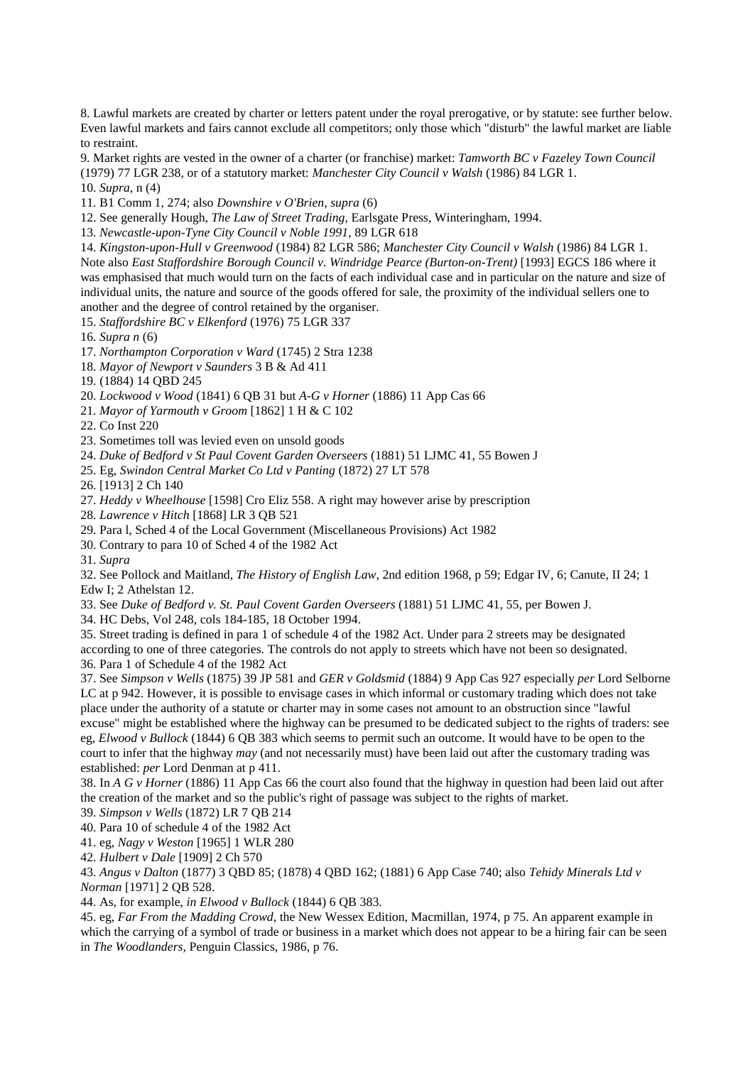8. Lawful markets are created by charter or letters patent under the royal prerogative, or by statute: see further below. Even lawful markets and fairs cannot exclude all competitors; only those which "disturb" the lawful market are liable to restraint.

9. Market rights are vested in the owner of a charter (or franchise) market: *Tamworth BC v Fazeley Town Council* (1979) 77 LGR 238, or of a statutory market: *Manchester City Council v Walsh* (1986) 84 LGR 1.

10. *Supra*, n (4)

11. B1 Comm 1, 274; also *Downshire v O'Brien*, *supra* (6)

12. See generally Hough, *The Law of Street Trading*, Earlsgate Press, Winteringham, 1994.

13. *Newcastle-upon-Tyne City Council v Noble 1991*, 89 LGR 618

14. *Kingston-upon-Hull v Greenwood* (1984) 82 LGR 586; *Manchester City Council v Walsh* (1986) 84 LGR 1. Note also *East Staffordshire Borough Council v. Windridge Pearce (Burton-on-Trent)* [1993] EGCS 186 where it was emphasised that much would turn on the facts of each individual case and in particular on the nature and size of individual units, the nature and source of the goods offered for sale, the proximity of the individual sellers one to another and the degree of control retained by the organiser.

15. *Staffordshire BC v Elkenford* (1976) 75 LGR 337

16. *Supra n* (6)

17. *Northampton Corporation v Ward* (1745) 2 Stra 1238

18. *Mayor of Newport v Saunders* 3 B & Ad 411

19. (1884) 14 QBD 245

20. *Lockwood v Wood* (1841) 6 QB 31 but *A-G v Horner* (1886) 11 App Cas 66

21. *Mayor of Yarmouth v Groom* [1862] 1 H & C 102

22. Co Inst 220

23. Sometimes toll was levied even on unsold goods

24. *Duke of Bedford v St Paul Covent Garden Overseers* (1881) 51 LJMC 41, 55 Bowen J

25. Eg, *Swindon Central Market Co Ltd v Panting* (1872) 27 LT 578

26. [1913] 2 Ch 140

27. *Heddy v Wheelhouse* [1598] Cro Eliz 558. A right may however arise by prescription

28. *Lawrence v Hitch* [1868] LR 3 QB 521

29. Para l, Sched 4 of the Local Government (Miscellaneous Provisions) Act 1982

30. Contrary to para 10 of Sched 4 of the 1982 Act

31. *Supra*

32. See Pollock and Maitland, *The History of English Law*, 2nd edition 1968, p 59; Edgar IV, 6; Canute, II 24; 1 Edw I; 2 Athelstan 12.

33. See *Duke of Bedford v. St. Paul Covent Garden Overseers* (1881) 51 LJMC 41, 55, per Bowen J.

34. HC Debs, Vol 248, cols 184-185, 18 October 1994.

35. Street trading is defined in para 1 of schedule 4 of the 1982 Act. Under para 2 streets may be designated according to one of three categories. The controls do not apply to streets which have not been so designated.

36. Para 1 of Schedule 4 of the 1982 Act

37. See *Simpson v Wells* (1875) 39 JP 581 and *GER v Goldsmid* (1884) 9 App Cas 927 especially *per* Lord Selborne LC at p 942. However, it is possible to envisage cases in which informal or customary trading which does not take place under the authority of a statute or charter may in some cases not amount to an obstruction since "lawful excuse" might be established where the highway can be presumed to be dedicated subject to the rights of traders: see eg, *Elwood v Bullock* (1844) 6 QB 383 which seems to permit such an outcome. It would have to be open to the court to infer that the highway *may* (and not necessarily must) have been laid out after the customary trading was established: *per* Lord Denman at p 411.

38. In *A G v Horner* (1886) 11 App Cas 66 the court also found that the highway in question had been laid out after the creation of the market and so the public's right of passage was subject to the rights of market.

39. *Simpson v Wells* (1872) LR 7 QB 214

40. Para 10 of schedule 4 of the 1982 Act

41. eg, *Nagy v Weston* [1965] 1 WLR 280

42. *Hulbert v Dale* [1909] 2 Ch 570

43. *Angus v Dalton* (1877) 3 QBD 85; (1878) 4 QBD 162; (1881) 6 App Case 740; also *Tehidy Minerals Ltd v Norman* [1971] 2 QB 528.

44. As, for example, *in Elwood v Bullock* (1844) 6 QB 383.

45. eg, *Far From the Madding Crowd*, the New Wessex Edition, Macmillan, 1974, p 75. An apparent example in which the carrying of a symbol of trade or business in a market which does not appear to be a hiring fair can be seen in *The Woodlanders*, Penguin Classics, 1986, p 76.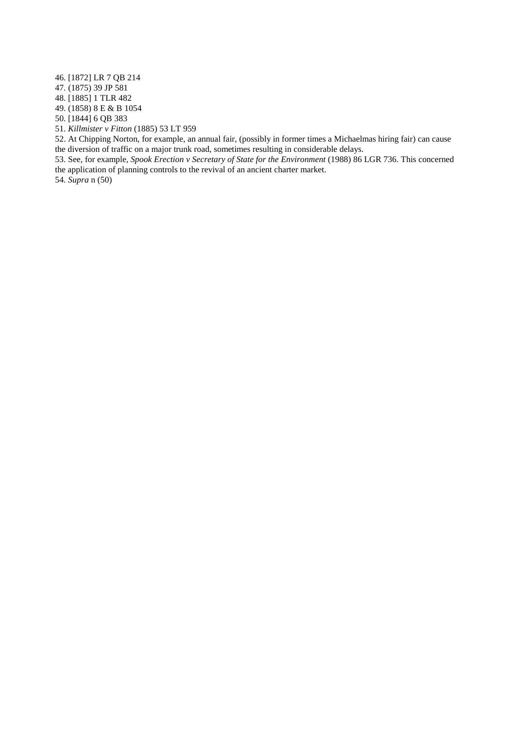46. [1872] LR 7 QB 214
47. (1875) 39 JP 581
48. [1885] 1 TLR 482
49. (1858) 8 E & B 1054
50. [1844] 6 QB 383
51. *Killmister v Fitton* (1885) 53 LT 959
52. At Chipping Norton, for example, an annual fair, (possibly in former times a Michaelmas hiring fair) can cause the diversion of traffic on a major trunk road, sometimes resulting in considerable delays.
53. See, for example, *Spook Erection v Secretary of State for the Environment* (1988) 86 LGR 736. This concerned the application of planning controls to the revival of an ancient charter market.
54. *Supra* n (50)